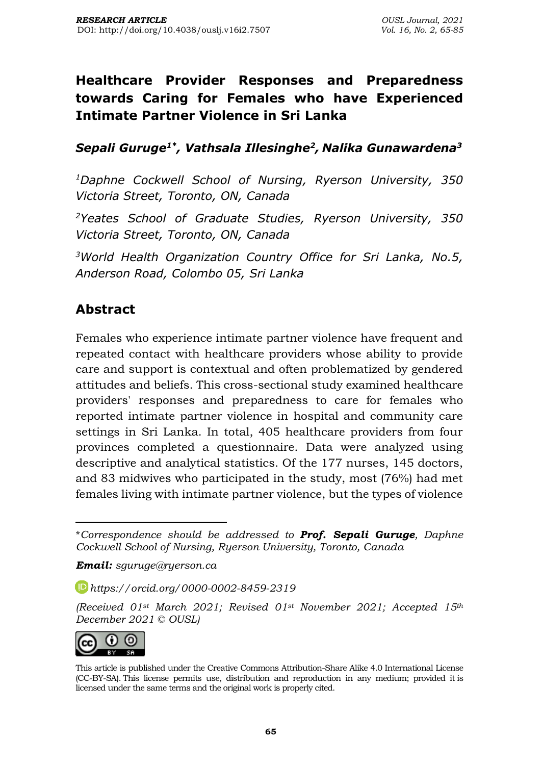RESEARCH ARTICLE
DOI: http://doi.org/10.4038/ouslj.v16i2.7507

# Healthcare Provider Responses and Preparedness towards Caring for Females who have Experienced Intimate Partner Violence in Sri Lanka

***Sepali Guruge[1*], Vathsala Illesinghe[2], Nalika Gunawardena[3]***

*[1]Daphne Cockwell School of Nursing, Ryerson University, 350 Victoria Street, Toronto, ON, Canada*

*[2]Yeates School of Graduate Studies, Ryerson University, 350 Victoria Street, Toronto, ON, Canada*

*[3]World Health Organization Country Office for Sri Lanka, No.5, Anderson Road, Colombo 05, Sri Lanka*

## Abstract

Females who experience intimate partner violence have frequent and repeated contact with healthcare providers whose ability to provide care and support is contextual and often problematized by gendered attitudes and beliefs. This cross-sectional study examined healthcare providers' responses and preparedness to care for females who reported intimate partner violence in hospital and community care settings in Sri Lanka. In total, 405 healthcare providers from four provinces completed a questionnaire. Data were analyzed using descriptive and analytical statistics. Of the 177 nurses, 145 doctors, and 83 midwives who participated in the study, most (76%) had met females living with intimate partner violence, but the types of violence

---

**Correspondence should be addressed to* ***Prof. Sepali Guruge****, Daphne Cockwell School of Nursing, Ryerson University, Toronto, Canada*

***Email:*** *sguruge@ryerson.ca*

*https://orcid.org/0000-0002-8459-2319*

*(Received 01st March 2021; Revised 01st November 2021; Accepted 15th December 2021 © OUSL)*

This article is published under the Creative Commons Attribution-Share Alike 4.0 International License (CC-BY-SA). This license permits use, distribution and reproduction in any medium; provided it is licensed under the same terms and the original work is properly cited.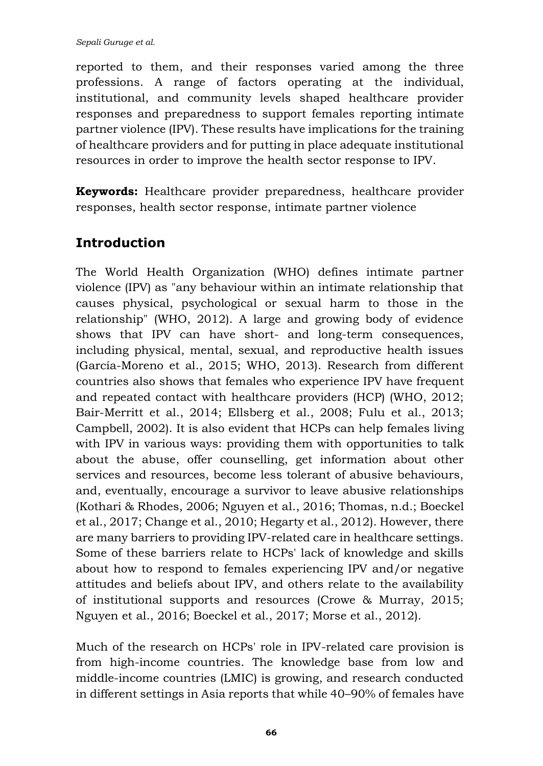reported to them, and their responses varied among the three professions. A range of factors operating at the individual, institutional, and community levels shaped healthcare provider responses and preparedness to support females reporting intimate partner violence (IPV). These results have implications for the training of healthcare providers and for putting in place adequate institutional resources in order to improve the health sector response to IPV.

**Keywords:** Healthcare provider preparedness, healthcare provider responses, health sector response, intimate partner violence

## Introduction

The World Health Organization (WHO) defines intimate partner violence (IPV) as "any behaviour within an intimate relationship that causes physical, psychological or sexual harm to those in the relationship" (WHO, 2012). A large and growing body of evidence shows that IPV can have short- and long-term consequences, including physical, mental, sexual, and reproductive health issues (García-Moreno et al., 2015; WHO, 2013). Research from different countries also shows that females who experience IPV have frequent and repeated contact with healthcare providers (HCP) (WHO, 2012; Bair-Merritt et al., 2014; Ellsberg et al., 2008; Fulu et al., 2013; Campbell, 2002). It is also evident that HCPs can help females living with IPV in various ways: providing them with opportunities to talk about the abuse, offer counselling, get information about other services and resources, become less tolerant of abusive behaviours, and, eventually, encourage a survivor to leave abusive relationships (Kothari & Rhodes, 2006; Nguyen et al., 2016; Thomas, n.d.; Boeckel et al., 2017; Change et al., 2010; Hegarty et al., 2012). However, there are many barriers to providing IPV-related care in healthcare settings. Some of these barriers relate to HCPs' lack of knowledge and skills about how to respond to females experiencing IPV and/or negative attitudes and beliefs about IPV, and others relate to the availability of institutional supports and resources (Crowe & Murray, 2015; Nguyen et al., 2016; Boeckel et al., 2017; Morse et al., 2012).

Much of the research on HCPs' role in IPV-related care provision is from high-income countries. The knowledge base from low and middle-income countries (LMIC) is growing, and research conducted in different settings in Asia reports that while 40–90% of females have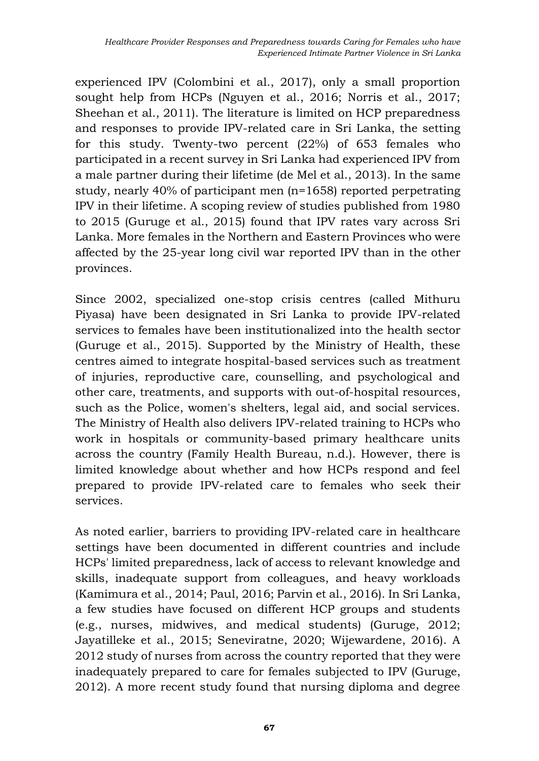experienced IPV (Colombini et al., 2017), only a small proportion sought help from HCPs (Nguyen et al., 2016; Norris et al., 2017; Sheehan et al., 2011). The literature is limited on HCP preparedness and responses to provide IPV-related care in Sri Lanka, the setting for this study. Twenty-two percent (22%) of 653 females who participated in a recent survey in Sri Lanka had experienced IPV from a male partner during their lifetime (de Mel et al., 2013). In the same study, nearly 40% of participant men (n=1658) reported perpetrating IPV in their lifetime. A scoping review of studies published from 1980 to 2015 (Guruge et al., 2015) found that IPV rates vary across Sri Lanka. More females in the Northern and Eastern Provinces who were affected by the 25-year long civil war reported IPV than in the other provinces.

Since 2002, specialized one-stop crisis centres (called Mithuru Piyasa) have been designated in Sri Lanka to provide IPV-related services to females have been institutionalized into the health sector (Guruge et al., 2015). Supported by the Ministry of Health, these centres aimed to integrate hospital-based services such as treatment of injuries, reproductive care, counselling, and psychological and other care, treatments, and supports with out-of-hospital resources, such as the Police, women's shelters, legal aid, and social services. The Ministry of Health also delivers IPV-related training to HCPs who work in hospitals or community-based primary healthcare units across the country (Family Health Bureau, n.d.). However, there is limited knowledge about whether and how HCPs respond and feel prepared to provide IPV-related care to females who seek their services.

As noted earlier, barriers to providing IPV-related care in healthcare settings have been documented in different countries and include HCPs' limited preparedness, lack of access to relevant knowledge and skills, inadequate support from colleagues, and heavy workloads (Kamimura et al., 2014; Paul, 2016; Parvin et al., 2016). In Sri Lanka, a few studies have focused on different HCP groups and students (e.g., nurses, midwives, and medical students) (Guruge, 2012; Jayatilleke et al., 2015; Seneviratne, 2020; Wijewardene, 2016). A 2012 study of nurses from across the country reported that they were inadequately prepared to care for females subjected to IPV (Guruge, 2012). A more recent study found that nursing diploma and degree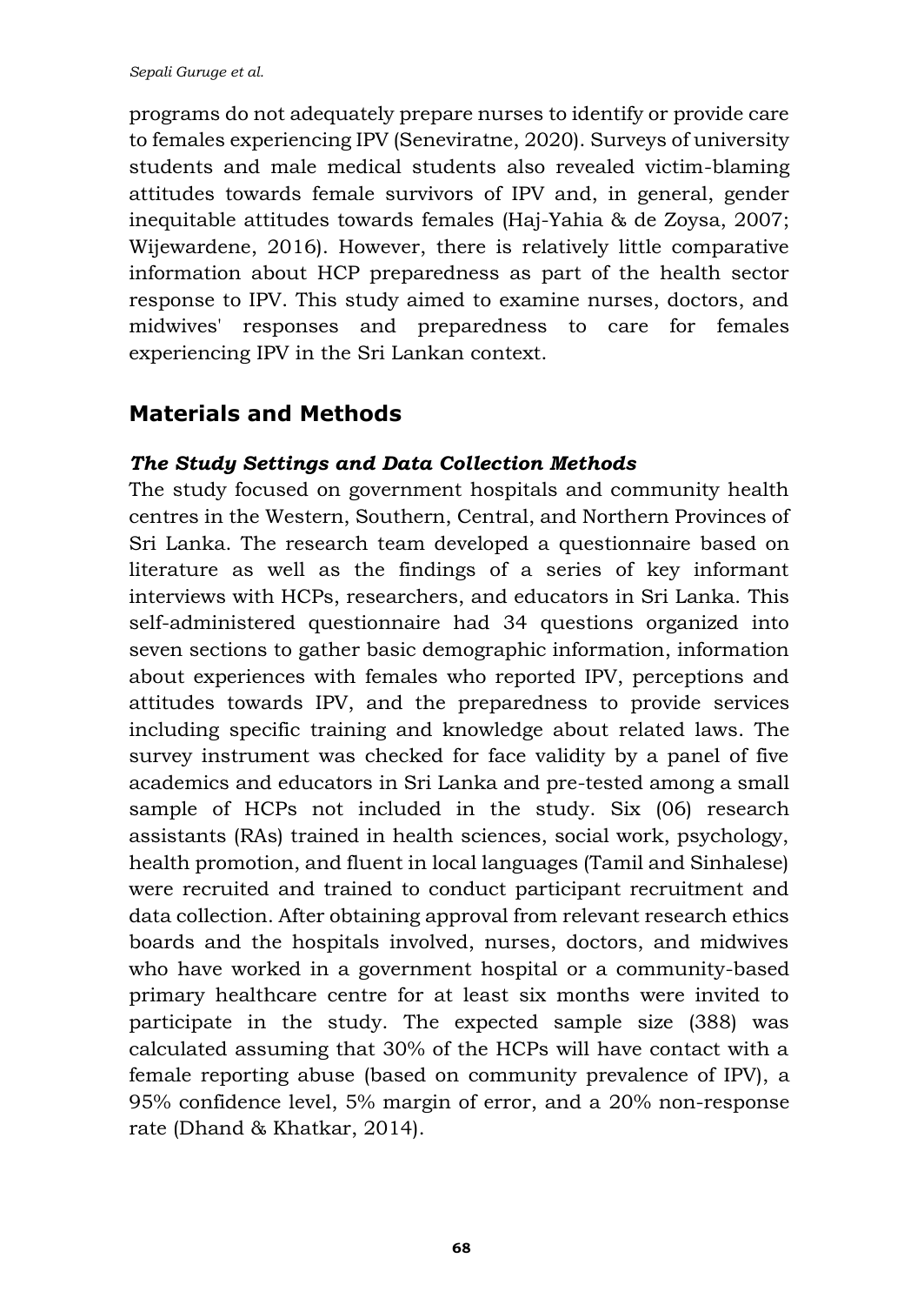programs do not adequately prepare nurses to identify or provide care to females experiencing IPV (Seneviratne, 2020). Surveys of university students and male medical students also revealed victim-blaming attitudes towards female survivors of IPV and, in general, gender inequitable attitudes towards females (Haj-Yahia & de Zoysa, 2007; Wijewardene, 2016). However, there is relatively little comparative information about HCP preparedness as part of the health sector response to IPV. This study aimed to examine nurses, doctors, and midwives' responses and preparedness to care for females experiencing IPV in the Sri Lankan context.

## Materials and Methods

### *The Study Settings and Data Collection Methods*

The study focused on government hospitals and community health centres in the Western, Southern, Central, and Northern Provinces of Sri Lanka. The research team developed a questionnaire based on literature as well as the findings of a series of key informant interviews with HCPs, researchers, and educators in Sri Lanka. This self-administered questionnaire had 34 questions organized into seven sections to gather basic demographic information, information about experiences with females who reported IPV, perceptions and attitudes towards IPV, and the preparedness to provide services including specific training and knowledge about related laws. The survey instrument was checked for face validity by a panel of five academics and educators in Sri Lanka and pre-tested among a small sample of HCPs not included in the study. Six (06) research assistants (RAs) trained in health sciences, social work, psychology, health promotion, and fluent in local languages (Tamil and Sinhalese) were recruited and trained to conduct participant recruitment and data collection. After obtaining approval from relevant research ethics boards and the hospitals involved, nurses, doctors, and midwives who have worked in a government hospital or a community-based primary healthcare centre for at least six months were invited to participate in the study. The expected sample size (388) was calculated assuming that 30% of the HCPs will have contact with a female reporting abuse (based on community prevalence of IPV), a 95% confidence level, 5% margin of error, and a 20% non-response rate (Dhand & Khatkar, 2014).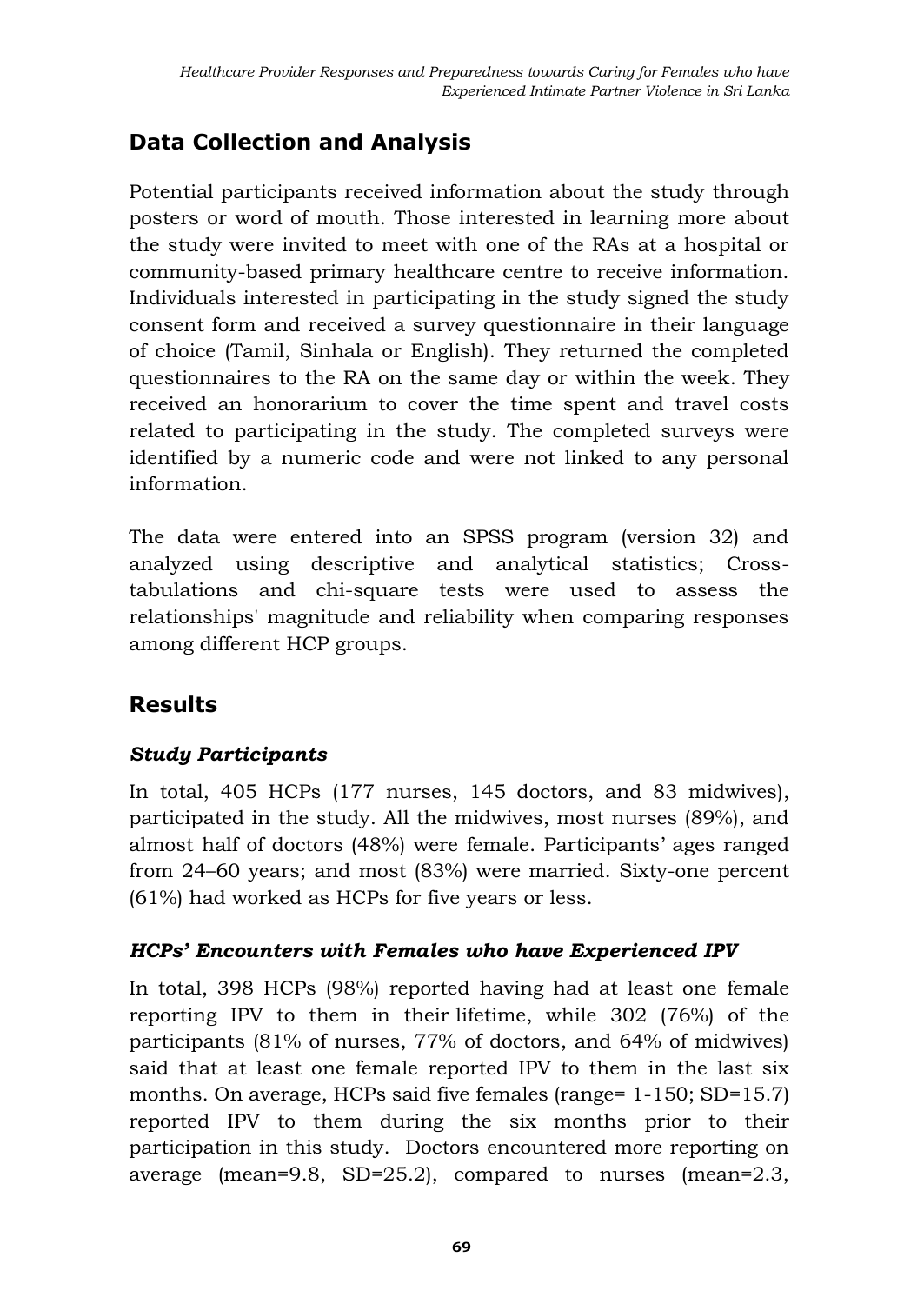## Data Collection and Analysis

Potential participants received information about the study through posters or word of mouth. Those interested in learning more about the study were invited to meet with one of the RAs at a hospital or community-based primary healthcare centre to receive information. Individuals interested in participating in the study signed the study consent form and received a survey questionnaire in their language of choice (Tamil, Sinhala or English). They returned the completed questionnaires to the RA on the same day or within the week. They received an honorarium to cover the time spent and travel costs related to participating in the study. The completed surveys were identified by a numeric code and were not linked to any personal information.

The data were entered into an SPSS program (version 32) and analyzed using descriptive and analytical statistics; Cross-tabulations and chi-square tests were used to assess the relationships' magnitude and reliability when comparing responses among different HCP groups.

## Results

### *Study Participants*

In total, 405 HCPs (177 nurses, 145 doctors, and 83 midwives), participated in the study. All the midwives, most nurses (89%), and almost half of doctors (48%) were female. Participants' ages ranged from 24–60 years; and most (83%) were married. Sixty-one percent (61%) had worked as HCPs for five years or less.

### *HCPs' Encounters with Females who have Experienced IPV*

In total, 398 HCPs (98%) reported having had at least one female reporting IPV to them in their lifetime, while 302 (76%) of the participants (81% of nurses, 77% of doctors, and 64% of midwives) said that at least one female reported IPV to them in the last six months. On average, HCPs said five females (range= 1-150; SD=15.7) reported IPV to them during the six months prior to their participation in this study. Doctors encountered more reporting on average (mean=9.8, SD=25.2), compared to nurses (mean=2.3,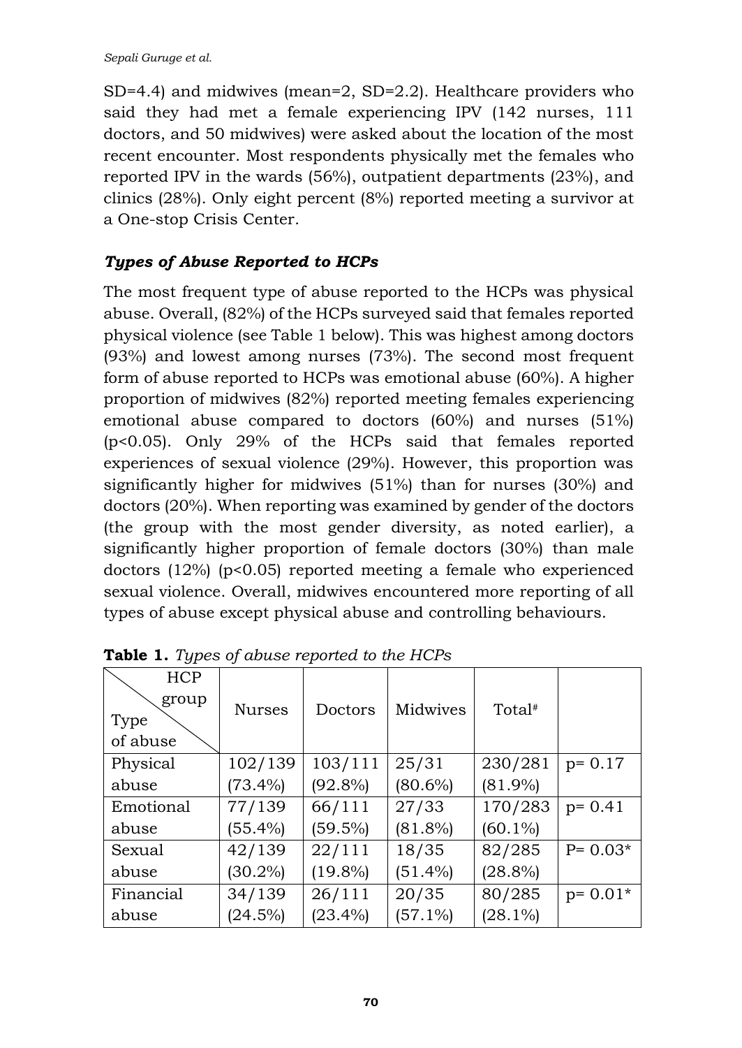SD=4.4) and midwives (mean=2, SD=2.2). Healthcare providers who said they had met a female experiencing IPV (142 nurses, 111 doctors, and 50 midwives) were asked about the location of the most recent encounter. Most respondents physically met the females who reported IPV in the wards (56%), outpatient departments (23%), and clinics (28%). Only eight percent (8%) reported meeting a survivor at a One-stop Crisis Center.

### *Types of Abuse Reported to HCPs*

The most frequent type of abuse reported to the HCPs was physical abuse. Overall, (82%) of the HCPs surveyed said that females reported physical violence (see Table 1 below). This was highest among doctors (93%) and lowest among nurses (73%). The second most frequent form of abuse reported to HCPs was emotional abuse (60%). A higher proportion of midwives (82%) reported meeting females experiencing emotional abuse compared to doctors (60%) and nurses (51%) ($p<0.05$). Only 29% of the HCPs said that females reported experiences of sexual violence (29%). However, this proportion was significantly higher for midwives (51%) than for nurses (30%) and doctors (20%). When reporting was examined by gender of the doctors (the group with the most gender diversity, as noted earlier), a significantly higher proportion of female doctors (30%) than male doctors (12%) ($p<0.05$) reported meeting a female who experienced sexual violence. Overall, midwives encountered more reporting of all types of abuse except physical abuse and controlling behaviours.

**Table 1.** *Types of abuse reported to the HCPs*

| Type of abuse \ HCP group | Nurses | Doctors | Midwives | Total# | |
|---|---|---|---|---|---|
| Physical abuse | 102/139 (73.4%) | 103/111 (92.8%) | 25/31 (80.6%) | 230/281 (81.9%) | p= 0.17 |
| Emotional abuse | 77/139 (55.4%) | 66/111 (59.5%) | 27/33 (81.8%) | 170/283 (60.1%) | p= 0.41 |
| Sexual abuse | 42/139 (30.2%) | 22/111 (19.8%) | 18/35 (51.4%) | 82/285 (28.8%) | P= 0.03* |
| Financial abuse | 34/139 (24.5%) | 26/111 (23.4%) | 20/35 (57.1%) | 80/285 (28.1%) | p= 0.01* |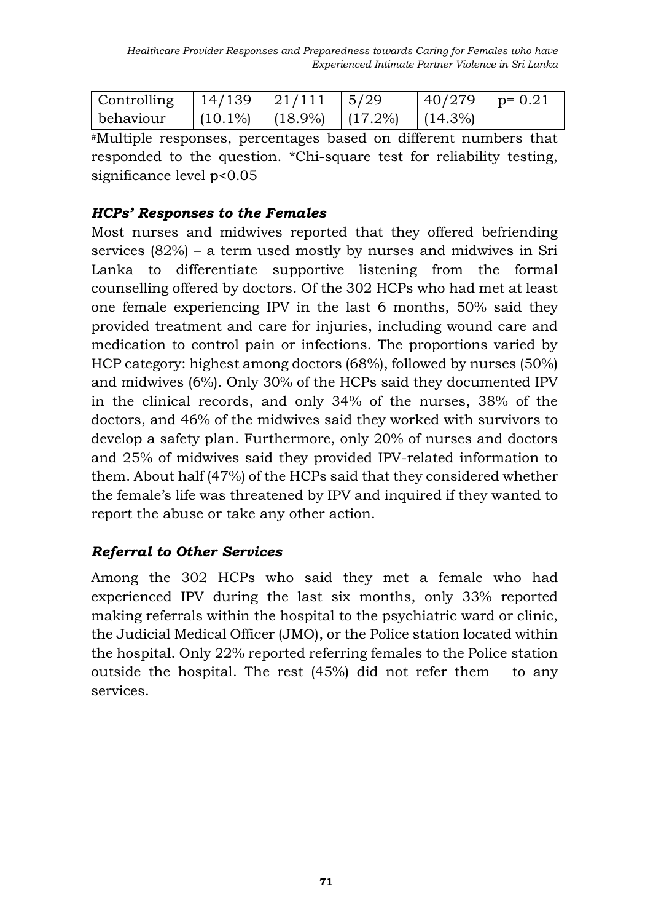| Controlling behaviour | 14/139 (10.1%) | 21/111 (18.9%) | 5/29 (17.2%) | 40/279 (14.3%) | p= 0.21 |
|---|---|---|---|---|---|

#Multiple responses, percentages based on different numbers that responded to the question. *Chi-square test for reliability testing, significance level $p<0.05$

### *HCPs' Responses to the Females*

Most nurses and midwives reported that they offered befriending services (82%) – a term used mostly by nurses and midwives in Sri Lanka to differentiate supportive listening from the formal counselling offered by doctors. Of the 302 HCPs who had met at least one female experiencing IPV in the last 6 months, 50% said they provided treatment and care for injuries, including wound care and medication to control pain or infections. The proportions varied by HCP category: highest among doctors (68%), followed by nurses (50%) and midwives (6%). Only 30% of the HCPs said they documented IPV in the clinical records, and only 34% of the nurses, 38% of the doctors, and 46% of the midwives said they worked with survivors to develop a safety plan. Furthermore, only 20% of nurses and doctors and 25% of midwives said they provided IPV-related information to them. About half (47%) of the HCPs said that they considered whether the female's life was threatened by IPV and inquired if they wanted to report the abuse or take any other action.

### *Referral to Other Services*

Among the 302 HCPs who said they met a female who had experienced IPV during the last six months, only 33% reported making referrals within the hospital to the psychiatric ward or clinic, the Judicial Medical Officer (JMO), or the Police station located within the hospital. Only 22% reported referring females to the Police station outside the hospital. The rest (45%) did not refer them to any services.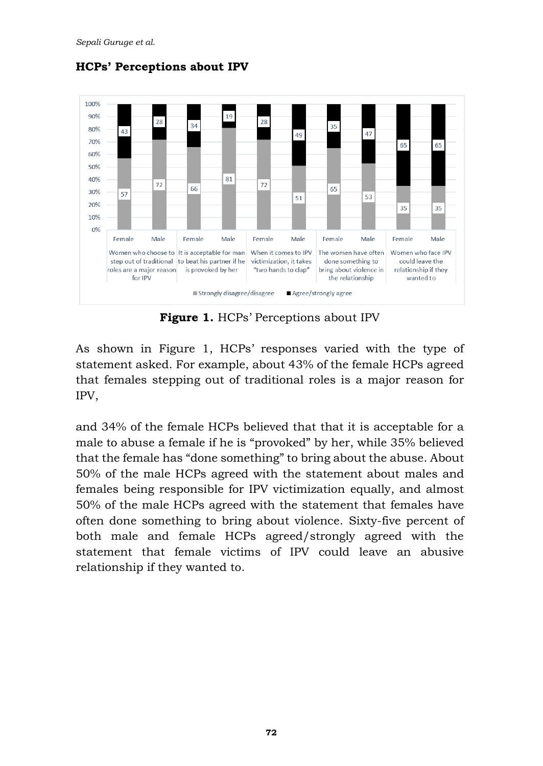**HCPs' Perceptions about IPV**

**Figure 1.** HCPs' Perceptions about IPV

As shown in Figure 1, HCPs' responses varied with the type of statement asked. For example, about 43% of the female HCPs agreed that females stepping out of traditional roles is a major reason for IPV,

and 34% of the female HCPs believed that that it is acceptable for a male to abuse a female if he is "provoked" by her, while 35% believed that the female has "done something" to bring about the abuse. About 50% of the male HCPs agreed with the statement about males and females being responsible for IPV victimization equally, and almost 50% of the male HCPs agreed with the statement that females have often done something to bring about violence. Sixty-five percent of both male and female HCPs agreed/strongly agreed with the statement that female victims of IPV could leave an abusive relationship if they wanted to.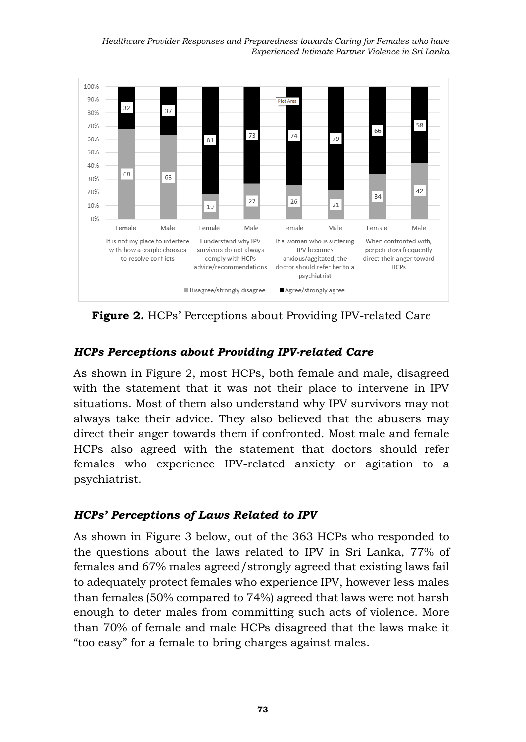Figure 2. HCPs' Perceptions about Providing IPV-related Care

### *HCPs Perceptions about Providing IPV-related Care*

As shown in Figure 2, most HCPs, both female and male, disagreed with the statement that it was not their place to intervene in IPV situations. Most of them also understand why IPV survivors may not always take their advice. They also believed that the abusers may direct their anger towards them if confronted. Most male and female HCPs also agreed with the statement that doctors should refer females who experience IPV-related anxiety or agitation to a psychiatrist.

### *HCPs' Perceptions of Laws Related to IPV*

As shown in Figure 3 below, out of the 363 HCPs who responded to the questions about the laws related to IPV in Sri Lanka, 77% of females and 67% males agreed/strongly agreed that existing laws fail to adequately protect females who experience IPV, however less males than females (50% compared to 74%) agreed that laws were not harsh enough to deter males from committing such acts of violence. More than 70% of female and male HCPs disagreed that the laws make it "too easy" for a female to bring charges against males.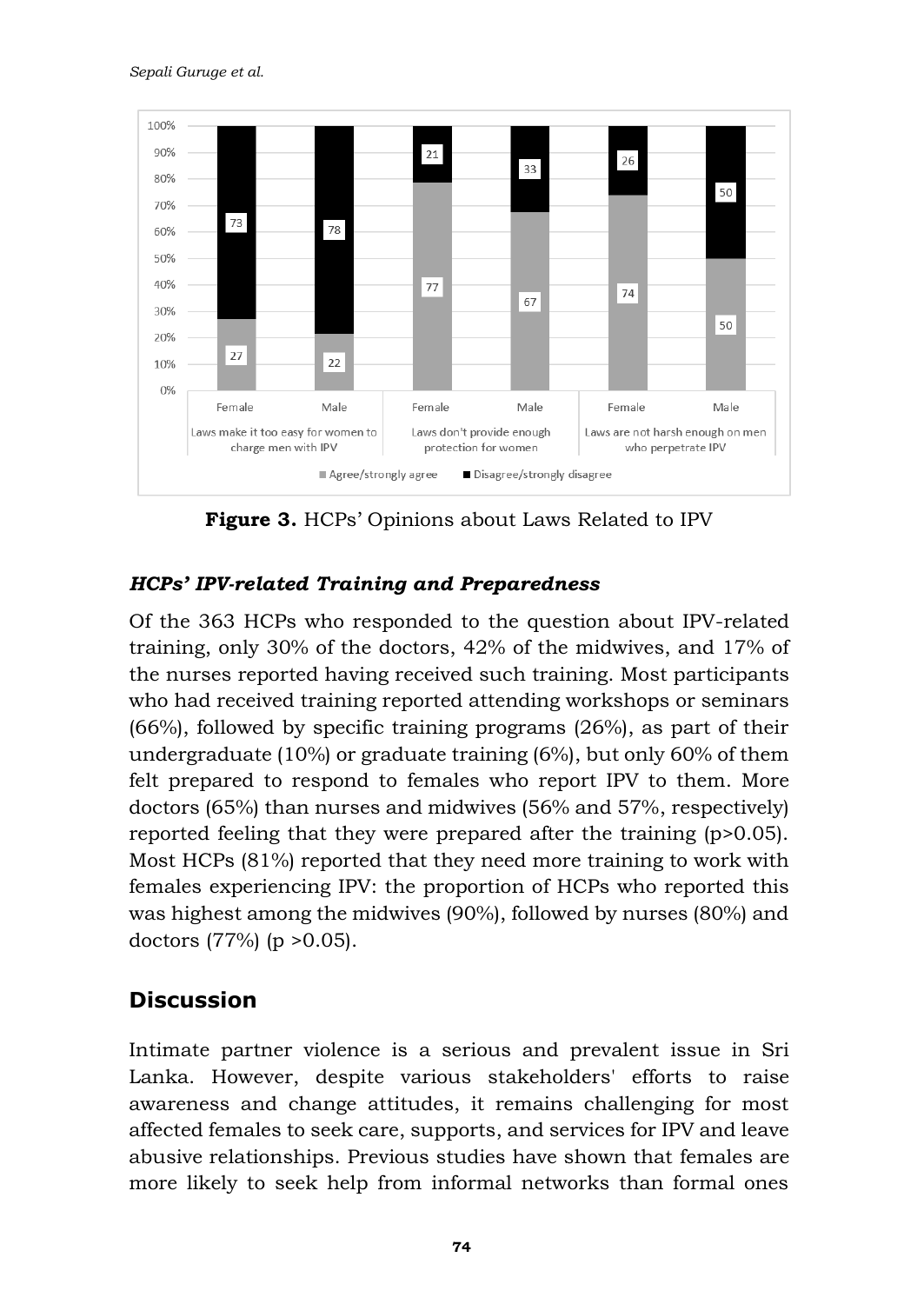**Figure 3.** HCPs' Opinions about Laws Related to IPV

### *HCPs' IPV-related Training and Preparedness*

Of the 363 HCPs who responded to the question about IPV-related training, only 30% of the doctors, 42% of the midwives, and 17% of the nurses reported having received such training. Most participants who had received training reported attending workshops or seminars (66%), followed by specific training programs (26%), as part of their undergraduate (10%) or graduate training (6%), but only 60% of them felt prepared to respond to females who report IPV to them. More doctors (65%) than nurses and midwives (56% and 57%, respectively) reported feeling that they were prepared after the training ($p>0.05$). Most HCPs (81%) reported that they need more training to work with females experiencing IPV: the proportion of HCPs who reported this was highest among the midwives (90%), followed by nurses (80%) and doctors (77%) ($p > 0.05$).

## Discussion

Intimate partner violence is a serious and prevalent issue in Sri Lanka. However, despite various stakeholders' efforts to raise awareness and change attitudes, it remains challenging for most affected females to seek care, supports, and services for IPV and leave abusive relationships. Previous studies have shown that females are more likely to seek help from informal networks than formal ones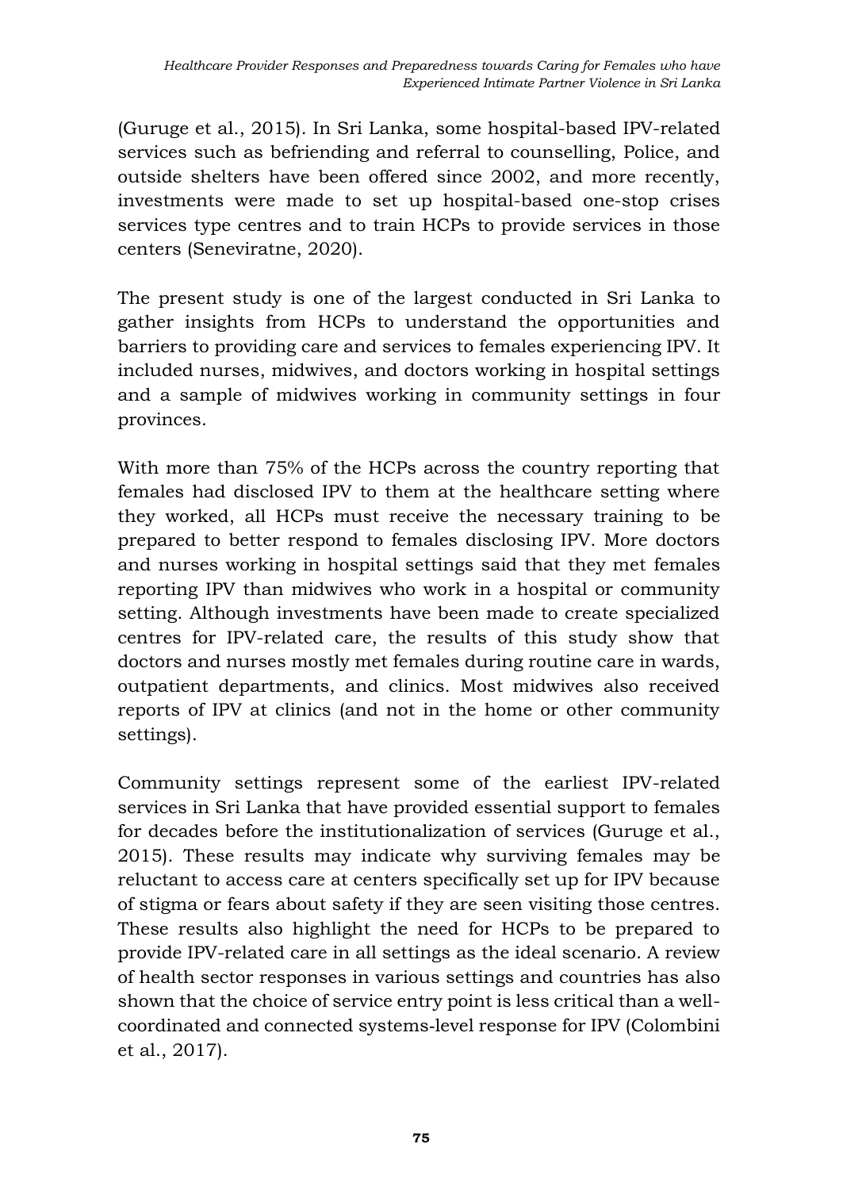(Guruge et al., 2015). In Sri Lanka, some hospital-based IPV-related services such as befriending and referral to counselling, Police, and outside shelters have been offered since 2002, and more recently, investments were made to set up hospital-based one-stop crises services type centres and to train HCPs to provide services in those centers (Seneviratne, 2020).

The present study is one of the largest conducted in Sri Lanka to gather insights from HCPs to understand the opportunities and barriers to providing care and services to females experiencing IPV. It included nurses, midwives, and doctors working in hospital settings and a sample of midwives working in community settings in four provinces.

With more than 75% of the HCPs across the country reporting that females had disclosed IPV to them at the healthcare setting where they worked, all HCPs must receive the necessary training to be prepared to better respond to females disclosing IPV. More doctors and nurses working in hospital settings said that they met females reporting IPV than midwives who work in a hospital or community setting. Although investments have been made to create specialized centres for IPV-related care, the results of this study show that doctors and nurses mostly met females during routine care in wards, outpatient departments, and clinics. Most midwives also received reports of IPV at clinics (and not in the home or other community settings).

Community settings represent some of the earliest IPV-related services in Sri Lanka that have provided essential support to females for decades before the institutionalization of services (Guruge et al., 2015). These results may indicate why surviving females may be reluctant to access care at centers specifically set up for IPV because of stigma or fears about safety if they are seen visiting those centres. These results also highlight the need for HCPs to be prepared to provide IPV-related care in all settings as the ideal scenario. A review of health sector responses in various settings and countries has also shown that the choice of service entry point is less critical than a well-coordinated and connected systems-level response for IPV (Colombini et al., 2017).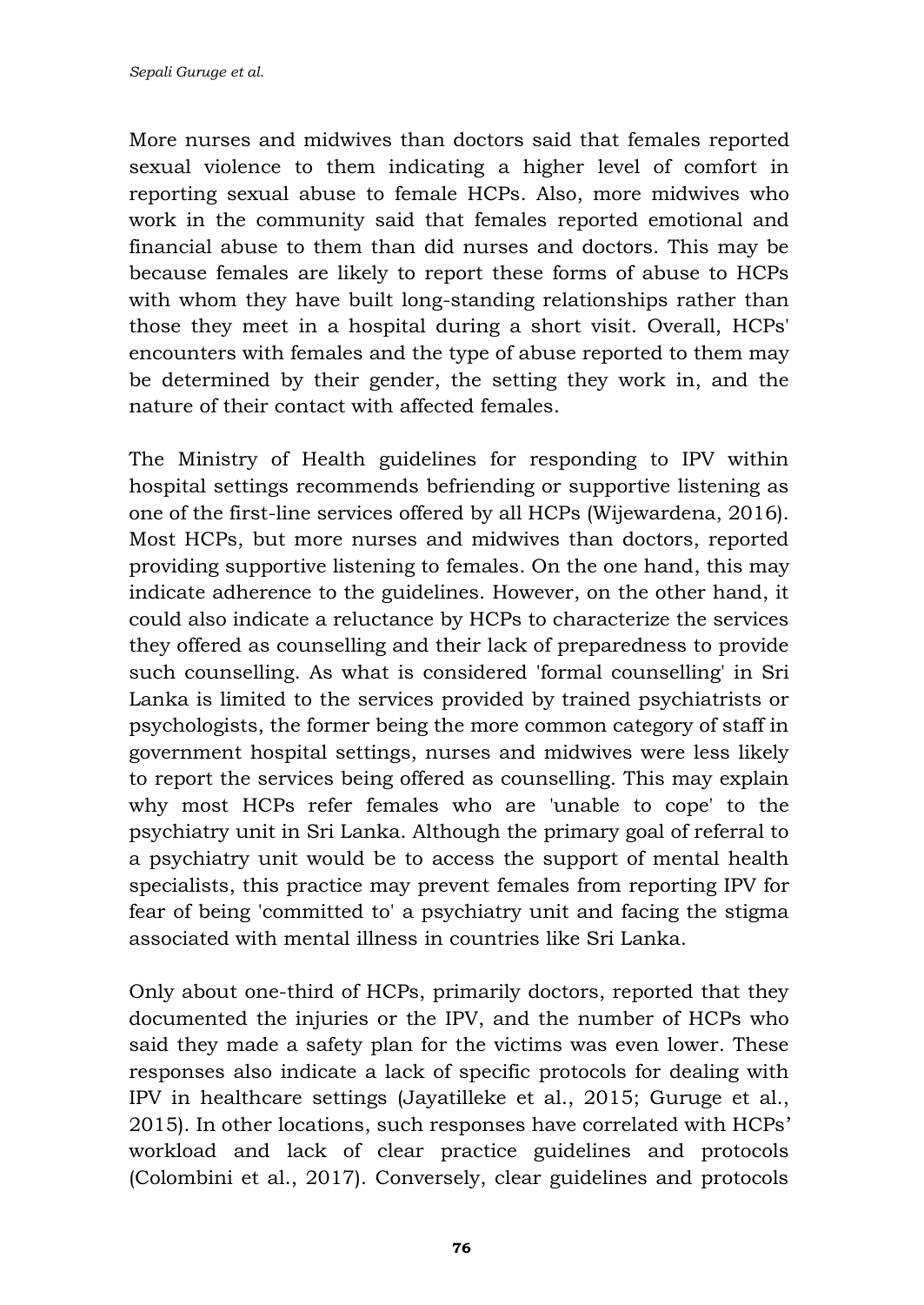More nurses and midwives than doctors said that females reported sexual violence to them indicating a higher level of comfort in reporting sexual abuse to female HCPs. Also, more midwives who work in the community said that females reported emotional and financial abuse to them than did nurses and doctors. This may be because females are likely to report these forms of abuse to HCPs with whom they have built long-standing relationships rather than those they meet in a hospital during a short visit. Overall, HCPs' encounters with females and the type of abuse reported to them may be determined by their gender, the setting they work in, and the nature of their contact with affected females.

The Ministry of Health guidelines for responding to IPV within hospital settings recommends befriending or supportive listening as one of the first-line services offered by all HCPs (Wijewardena, 2016). Most HCPs, but more nurses and midwives than doctors, reported providing supportive listening to females. On the one hand, this may indicate adherence to the guidelines. However, on the other hand, it could also indicate a reluctance by HCPs to characterize the services they offered as counselling and their lack of preparedness to provide such counselling. As what is considered 'formal counselling' in Sri Lanka is limited to the services provided by trained psychiatrists or psychologists, the former being the more common category of staff in government hospital settings, nurses and midwives were less likely to report the services being offered as counselling. This may explain why most HCPs refer females who are 'unable to cope' to the psychiatry unit in Sri Lanka. Although the primary goal of referral to a psychiatry unit would be to access the support of mental health specialists, this practice may prevent females from reporting IPV for fear of being 'committed to' a psychiatry unit and facing the stigma associated with mental illness in countries like Sri Lanka.

Only about one-third of HCPs, primarily doctors, reported that they documented the injuries or the IPV, and the number of HCPs who said they made a safety plan for the victims was even lower. These responses also indicate a lack of specific protocols for dealing with IPV in healthcare settings (Jayatilleke et al., 2015; Guruge et al., 2015). In other locations, such responses have correlated with HCPs' workload and lack of clear practice guidelines and protocols (Colombini et al., 2017). Conversely, clear guidelines and protocols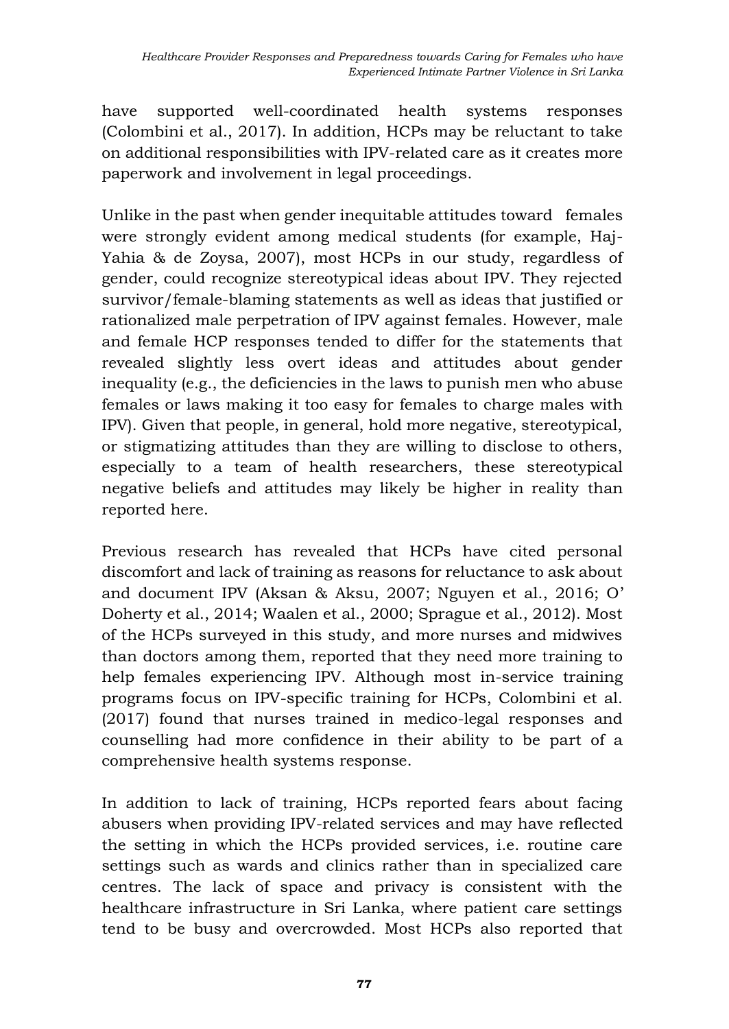have supported well-coordinated health systems responses (Colombini et al., 2017). In addition, HCPs may be reluctant to take on additional responsibilities with IPV-related care as it creates more paperwork and involvement in legal proceedings.

Unlike in the past when gender inequitable attitudes toward females were strongly evident among medical students (for example, Haj-Yahia & de Zoysa, 2007), most HCPs in our study, regardless of gender, could recognize stereotypical ideas about IPV. They rejected survivor/female-blaming statements as well as ideas that justified or rationalized male perpetration of IPV against females. However, male and female HCP responses tended to differ for the statements that revealed slightly less overt ideas and attitudes about gender inequality (e.g., the deficiencies in the laws to punish men who abuse females or laws making it too easy for females to charge males with IPV). Given that people, in general, hold more negative, stereotypical, or stigmatizing attitudes than they are willing to disclose to others, especially to a team of health researchers, these stereotypical negative beliefs and attitudes may likely be higher in reality than reported here.

Previous research has revealed that HCPs have cited personal discomfort and lack of training as reasons for reluctance to ask about and document IPV (Aksan & Aksu, 2007; Nguyen et al., 2016; O' Doherty et al., 2014; Waalen et al., 2000; Sprague et al., 2012). Most of the HCPs surveyed in this study, and more nurses and midwives than doctors among them, reported that they need more training to help females experiencing IPV. Although most in-service training programs focus on IPV-specific training for HCPs, Colombini et al. (2017) found that nurses trained in medico-legal responses and counselling had more confidence in their ability to be part of a comprehensive health systems response.

In addition to lack of training, HCPs reported fears about facing abusers when providing IPV-related services and may have reflected the setting in which the HCPs provided services, i.e. routine care settings such as wards and clinics rather than in specialized care centres. The lack of space and privacy is consistent with the healthcare infrastructure in Sri Lanka, where patient care settings tend to be busy and overcrowded. Most HCPs also reported that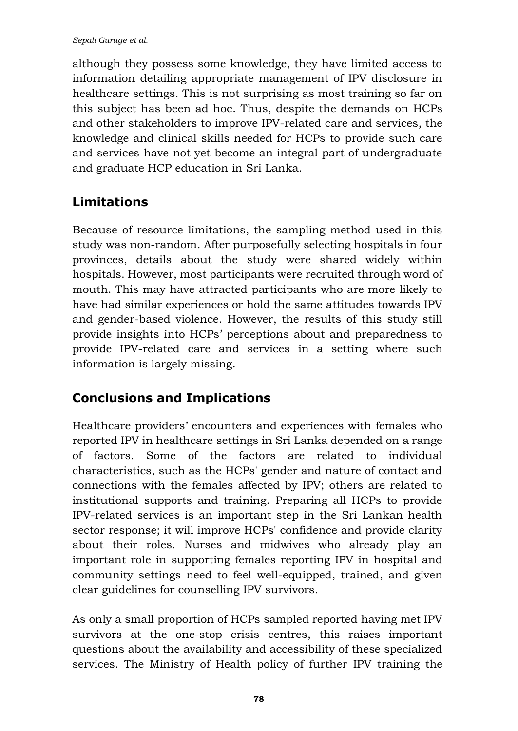although they possess some knowledge, they have limited access to information detailing appropriate management of IPV disclosure in healthcare settings. This is not surprising as most training so far on this subject has been ad hoc. Thus, despite the demands on HCPs and other stakeholders to improve IPV-related care and services, the knowledge and clinical skills needed for HCPs to provide such care and services have not yet become an integral part of undergraduate and graduate HCP education in Sri Lanka.

## Limitations

Because of resource limitations, the sampling method used in this study was non-random. After purposefully selecting hospitals in four provinces, details about the study were shared widely within hospitals. However, most participants were recruited through word of mouth. This may have attracted participants who are more likely to have had similar experiences or hold the same attitudes towards IPV and gender-based violence. However, the results of this study still provide insights into HCPs' perceptions about and preparedness to provide IPV-related care and services in a setting where such information is largely missing.

## Conclusions and Implications

Healthcare providers' encounters and experiences with females who reported IPV in healthcare settings in Sri Lanka depended on a range of factors. Some of the factors are related to individual characteristics, such as the HCPs' gender and nature of contact and connections with the females affected by IPV; others are related to institutional supports and training. Preparing all HCPs to provide IPV-related services is an important step in the Sri Lankan health sector response; it will improve HCPs' confidence and provide clarity about their roles. Nurses and midwives who already play an important role in supporting females reporting IPV in hospital and community settings need to feel well-equipped, trained, and given clear guidelines for counselling IPV survivors.

As only a small proportion of HCPs sampled reported having met IPV survivors at the one-stop crisis centres, this raises important questions about the availability and accessibility of these specialized services. The Ministry of Health policy of further IPV training the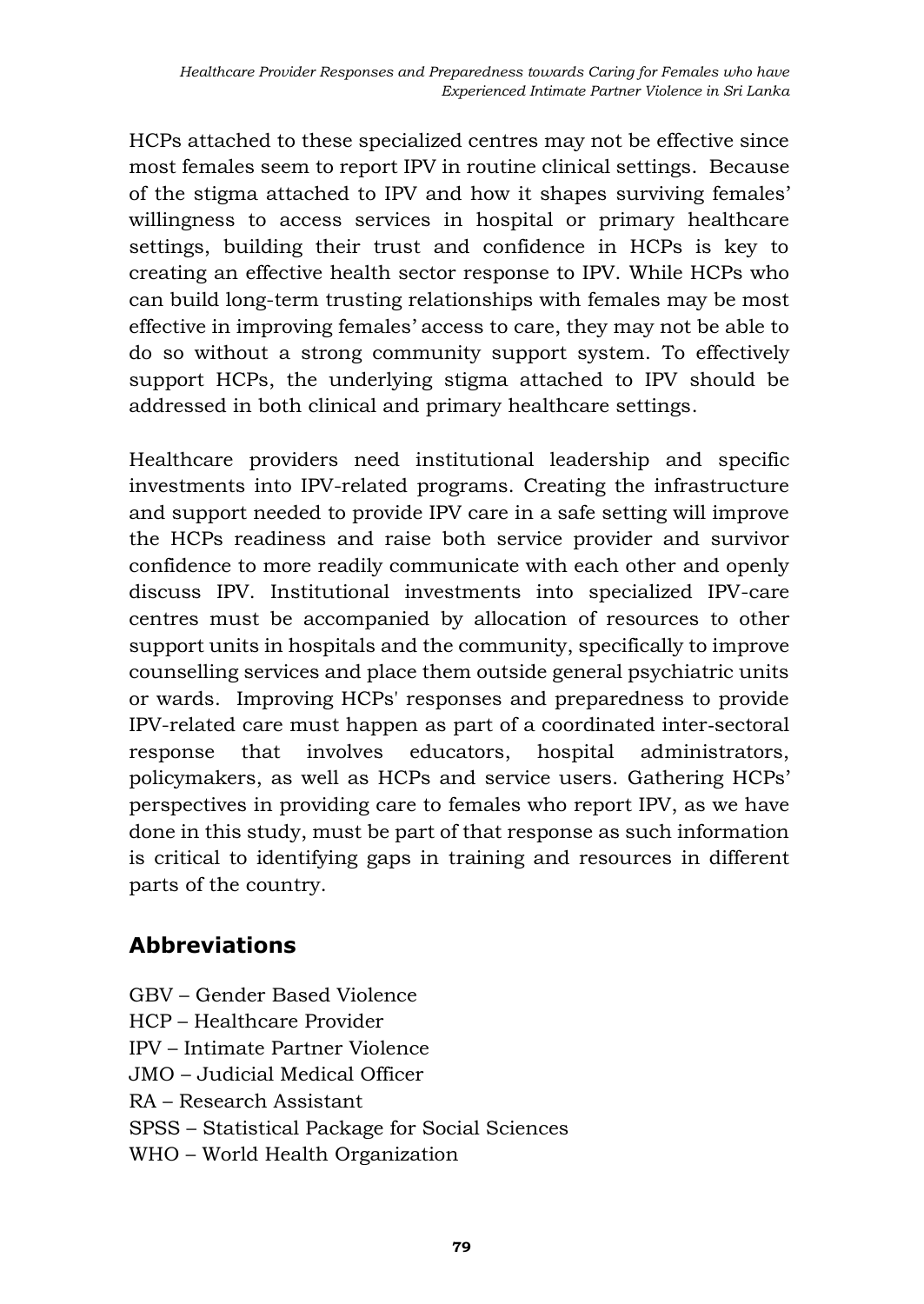HCPs attached to these specialized centres may not be effective since most females seem to report IPV in routine clinical settings. Because of the stigma attached to IPV and how it shapes surviving females' willingness to access services in hospital or primary healthcare settings, building their trust and confidence in HCPs is key to creating an effective health sector response to IPV. While HCPs who can build long-term trusting relationships with females may be most effective in improving females' access to care, they may not be able to do so without a strong community support system. To effectively support HCPs, the underlying stigma attached to IPV should be addressed in both clinical and primary healthcare settings.

Healthcare providers need institutional leadership and specific investments into IPV-related programs. Creating the infrastructure and support needed to provide IPV care in a safe setting will improve the HCPs readiness and raise both service provider and survivor confidence to more readily communicate with each other and openly discuss IPV. Institutional investments into specialized IPV-care centres must be accompanied by allocation of resources to other support units in hospitals and the community, specifically to improve counselling services and place them outside general psychiatric units or wards. Improving HCPs' responses and preparedness to provide IPV-related care must happen as part of a coordinated inter-sectoral response that involves educators, hospital administrators, policymakers, as well as HCPs and service users. Gathering HCPs' perspectives in providing care to females who report IPV, as we have done in this study, must be part of that response as such information is critical to identifying gaps in training and resources in different parts of the country.

## Abbreviations

GBV – Gender Based Violence
HCP – Healthcare Provider
IPV – Intimate Partner Violence
JMO – Judicial Medical Officer
RA – Research Assistant
SPSS – Statistical Package for Social Sciences
WHO – World Health Organization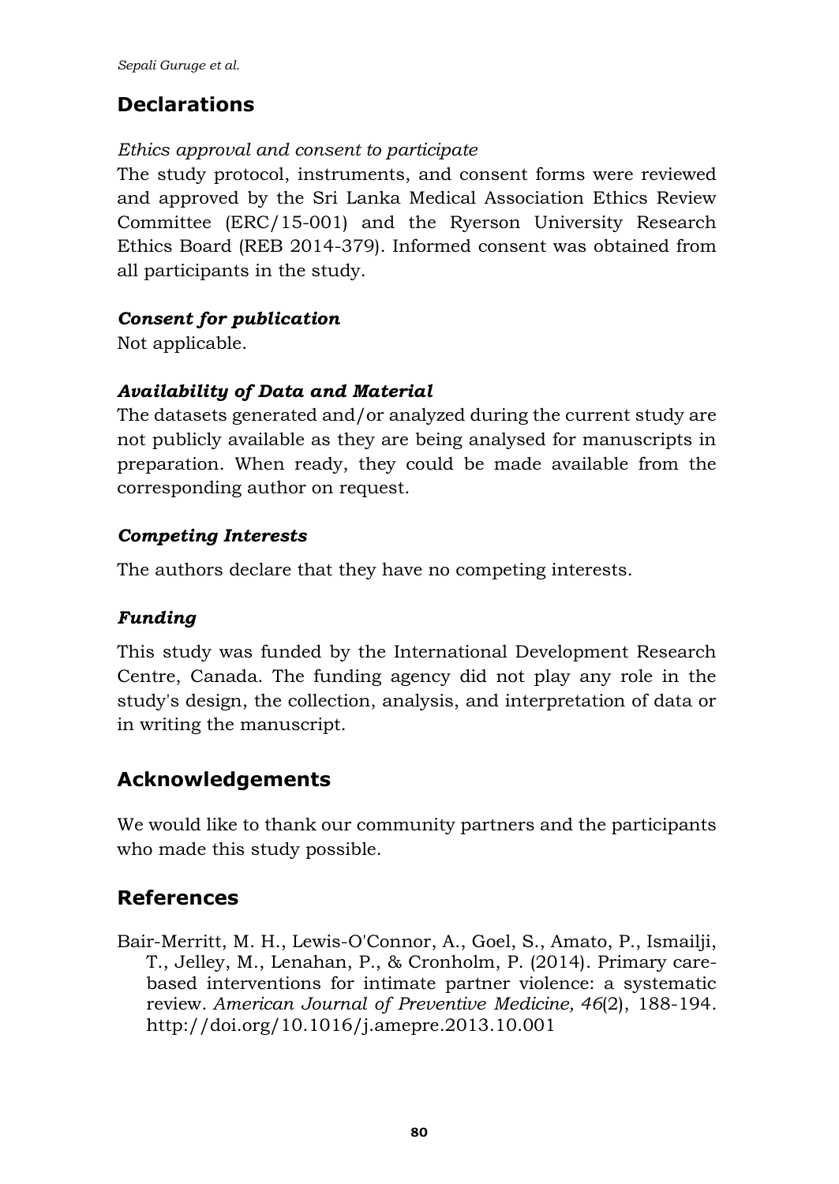## Declarations

*Ethics approval and consent to participate*

The study protocol, instruments, and consent forms were reviewed and approved by the Sri Lanka Medical Association Ethics Review Committee (ERC/15-001) and the Ryerson University Research Ethics Board (REB 2014-379). Informed consent was obtained from all participants in the study.

***Consent for publication***

Not applicable.

***Availability of Data and Material***

The datasets generated and/or analyzed during the current study are not publicly available as they are being analysed for manuscripts in preparation. When ready, they could be made available from the corresponding author on request.

***Competing Interests***

The authors declare that they have no competing interests.

***Funding***

This study was funded by the International Development Research Centre, Canada. The funding agency did not play any role in the study's design, the collection, analysis, and interpretation of data or in writing the manuscript.

## Acknowledgements

We would like to thank our community partners and the participants who made this study possible.

## References

Bair-Merritt, M. H., Lewis-O'Connor, A., Goel, S., Amato, P., Ismailji, T., Jelley, M., Lenahan, P., & Cronholm, P. (2014). Primary care-based interventions for intimate partner violence: a systematic review. *American Journal of Preventive Medicine, 46*(2), 188-194. http://doi.org/10.1016/j.amepre.2013.10.001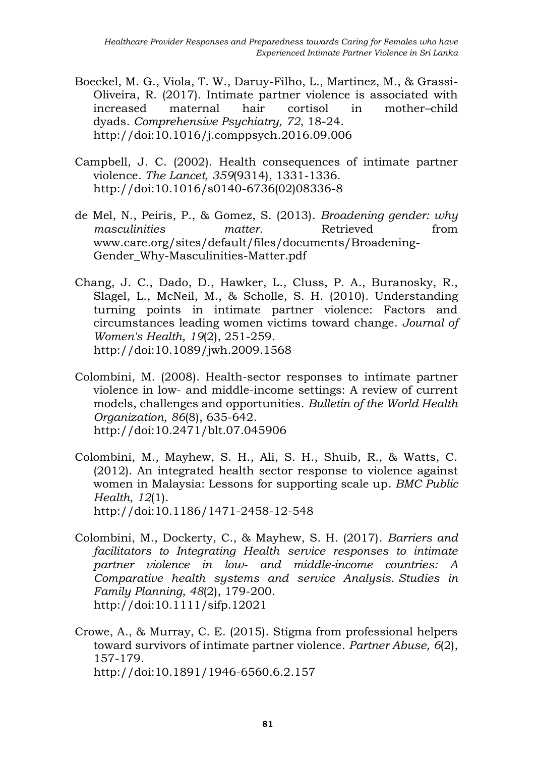Boeckel, M. G., Viola, T. W., Daruy-Filho, L., Martinez, M., & Grassi-Oliveira, R. (2017). Intimate partner violence is associated with increased maternal hair cortisol in mother–child dyads. *Comprehensive Psychiatry, 72*, 18-24. http://doi:10.1016/j.comppsych.2016.09.006

Campbell, J. C. (2002). Health consequences of intimate partner violence. *The Lancet, 359*(9314), 1331-1336. http://doi:10.1016/s0140-6736(02)08336-8

de Mel, N., Peiris, P., & Gomez, S. (2013). *Broadening gender: why masculinities matter.* Retrieved from www.care.org/sites/default/files/documents/Broadening-Gender_Why-Masculinities-Matter.pdf

Chang, J. C., Dado, D., Hawker, L., Cluss, P. A., Buranosky, R., Slagel, L., McNeil, M., & Scholle, S. H. (2010). Understanding turning points in intimate partner violence: Factors and circumstances leading women victims toward change. *Journal of Women's Health, 19*(2), 251-259. http://doi:10.1089/jwh.2009.1568

Colombini, M. (2008). Health-sector responses to intimate partner violence in low- and middle-income settings: A review of current models, challenges and opportunities. *Bulletin of the World Health Organization, 86*(8), 635-642. http://doi:10.2471/blt.07.045906

Colombini, M., Mayhew, S. H., Ali, S. H., Shuib, R., & Watts, C. (2012). An integrated health sector response to violence against women in Malaysia: Lessons for supporting scale up. *BMC Public Health, 12*(1). http://doi:10.1186/1471-2458-12-548

Colombini, M., Dockerty, C., & Mayhew, S. H. (2017). *Barriers and facilitators to Integrating Health service responses to intimate partner violence in low- and middle-income countries: A Comparative health systems and service Analysis*. *Studies in Family Planning, 48*(2), 179-200. http://doi:10.1111/sifp.12021

Crowe, A., & Murray, C. E. (2015). Stigma from professional helpers toward survivors of intimate partner violence. *Partner Abuse, 6*(2), 157-179. http://doi:10.1891/1946-6560.6.2.157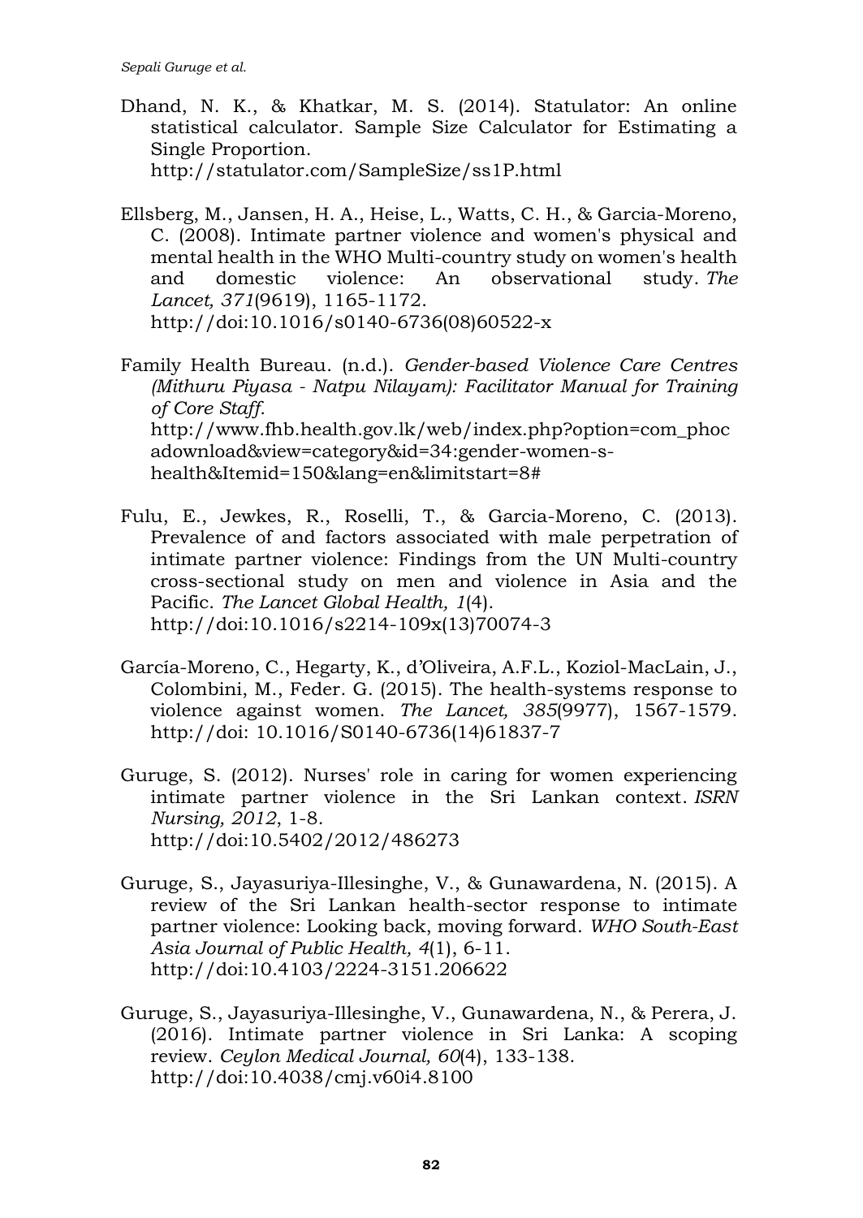Dhand, N. K., & Khatkar, M. S. (2014). Statulator: An online statistical calculator. Sample Size Calculator for Estimating a Single Proportion. http://statulator.com/SampleSize/ss1P.html

Ellsberg, M., Jansen, H. A., Heise, L., Watts, C. H., & Garcia-Moreno, C. (2008). Intimate partner violence and women's physical and mental health in the WHO Multi-country study on women's health and domestic violence: An observational study. *The Lancet, 371*(9619), 1165-1172. http://doi:10.1016/s0140-6736(08)60522-x

Family Health Bureau. (n.d.). *Gender-based Violence Care Centres (Mithuru Piyasa - Natpu Nilayam): Facilitator Manual for Training of Core Staff.* http://www.fhb.health.gov.lk/web/index.php?option=com_phocadownload&view=category&id=34:gender-women-s-health&Itemid=150&lang=en&limitstart=8#

Fulu, E., Jewkes, R., Roselli, T., & Garcia-Moreno, C. (2013). Prevalence of and factors associated with male perpetration of intimate partner violence: Findings from the UN Multi-country cross-sectional study on men and violence in Asia and the Pacific. *The Lancet Global Health, 1*(4). http://doi:10.1016/s2214-109x(13)70074-3

García-Moreno, C., Hegarty, K., d'Oliveira, A.F.L., Koziol-MacLain, J., Colombini, M., Feder. G. (2015). The health-systems response to violence against women. *The Lancet, 385*(9977), 1567-1579. http://doi: 10.1016/S0140-6736(14)61837-7

Guruge, S. (2012). Nurses' role in caring for women experiencing intimate partner violence in the Sri Lankan context. *ISRN Nursing, 2012*, 1-8. http://doi:10.5402/2012/486273

Guruge, S., Jayasuriya-Illesinghe, V., & Gunawardena, N. (2015). A review of the Sri Lankan health-sector response to intimate partner violence: Looking back, moving forward. *WHO South-East Asia Journal of Public Health, 4*(1), 6-11. http://doi:10.4103/2224-3151.206622

Guruge, S., Jayasuriya-Illesinghe, V., Gunawardena, N., & Perera, J. (2016). Intimate partner violence in Sri Lanka: A scoping review. *Ceylon Medical Journal, 60*(4), 133-138. http://doi:10.4038/cmj.v60i4.8100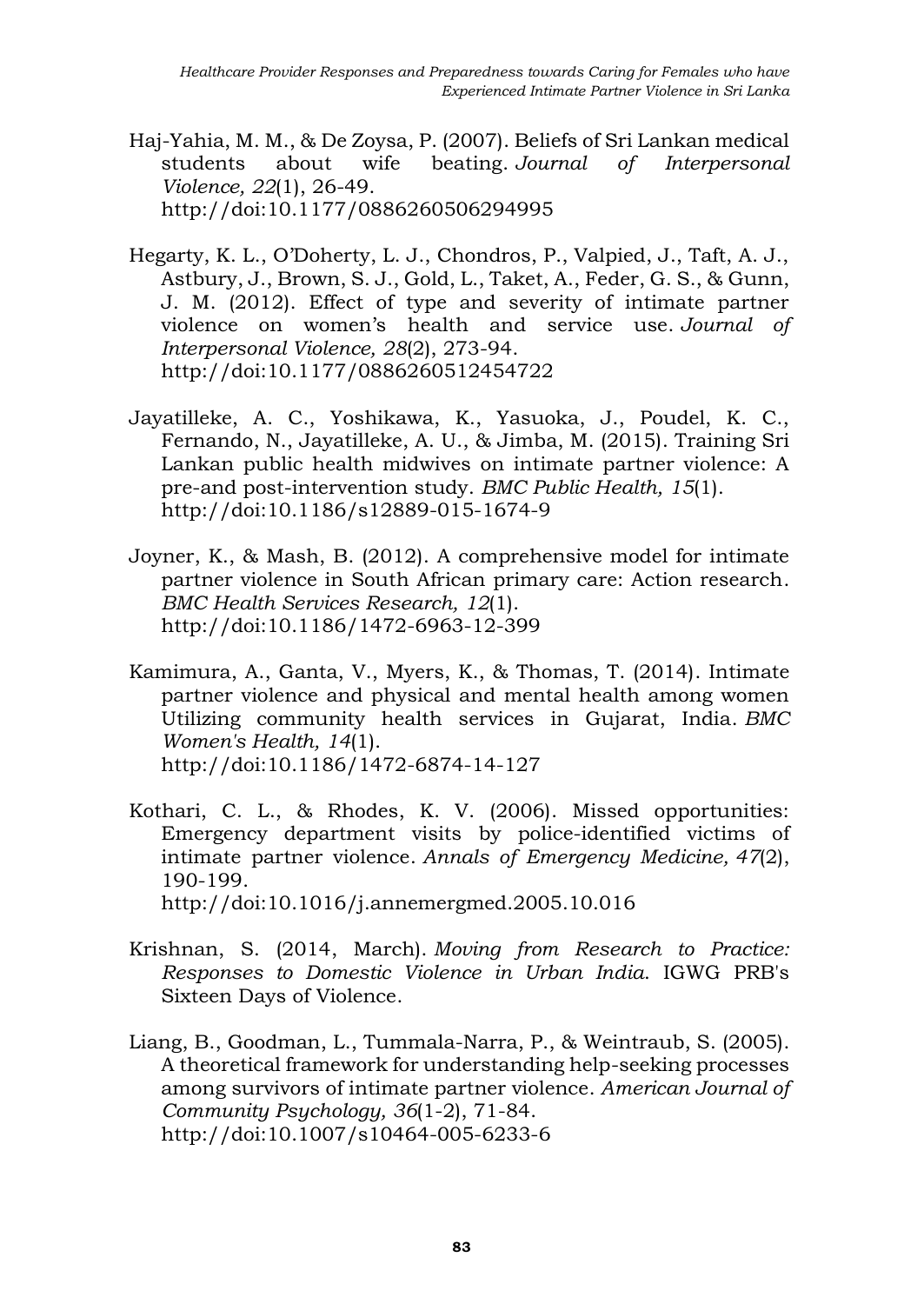Haj-Yahia, M. M., & De Zoysa, P. (2007). Beliefs of Sri Lankan medical students about wife beating. *Journal of Interpersonal Violence, 22*(1), 26-49. http://doi:10.1177/0886260506294995

Hegarty, K. L., O'Doherty, L. J., Chondros, P., Valpied, J., Taft, A. J., Astbury, J., Brown, S. J., Gold, L., Taket, A., Feder, G. S., & Gunn, J. M. (2012). Effect of type and severity of intimate partner violence on women's health and service use. *Journal of Interpersonal Violence, 28*(2), 273-94. http://doi:10.1177/0886260512454722

Jayatilleke, A. C., Yoshikawa, K., Yasuoka, J., Poudel, K. C., Fernando, N., Jayatilleke, A. U., & Jimba, M. (2015). Training Sri Lankan public health midwives on intimate partner violence: A pre-and post-intervention study. *BMC Public Health, 15*(1). http://doi:10.1186/s12889-015-1674-9

Joyner, K., & Mash, B. (2012). A comprehensive model for intimate partner violence in South African primary care: Action research. *BMC Health Services Research, 12*(1). http://doi:10.1186/1472-6963-12-399

Kamimura, A., Ganta, V., Myers, K., & Thomas, T. (2014). Intimate partner violence and physical and mental health among women Utilizing community health services in Gujarat, India. *BMC Women's Health, 14*(1). http://doi:10.1186/1472-6874-14-127

Kothari, C. L., & Rhodes, K. V. (2006). Missed opportunities: Emergency department visits by police-identified victims of intimate partner violence. *Annals of Emergency Medicine, 47*(2), 190-199. http://doi:10.1016/j.annemergmed.2005.10.016

Krishnan, S. (2014, March). *Moving from Research to Practice: Responses to Domestic Violence in Urban India*. IGWG PRB's Sixteen Days of Violence.

Liang, B., Goodman, L., Tummala-Narra, P., & Weintraub, S. (2005). A theoretical framework for understanding help-seeking processes among survivors of intimate partner violence. *American Journal of Community Psychology, 36*(1-2), 71-84. http://doi:10.1007/s10464-005-6233-6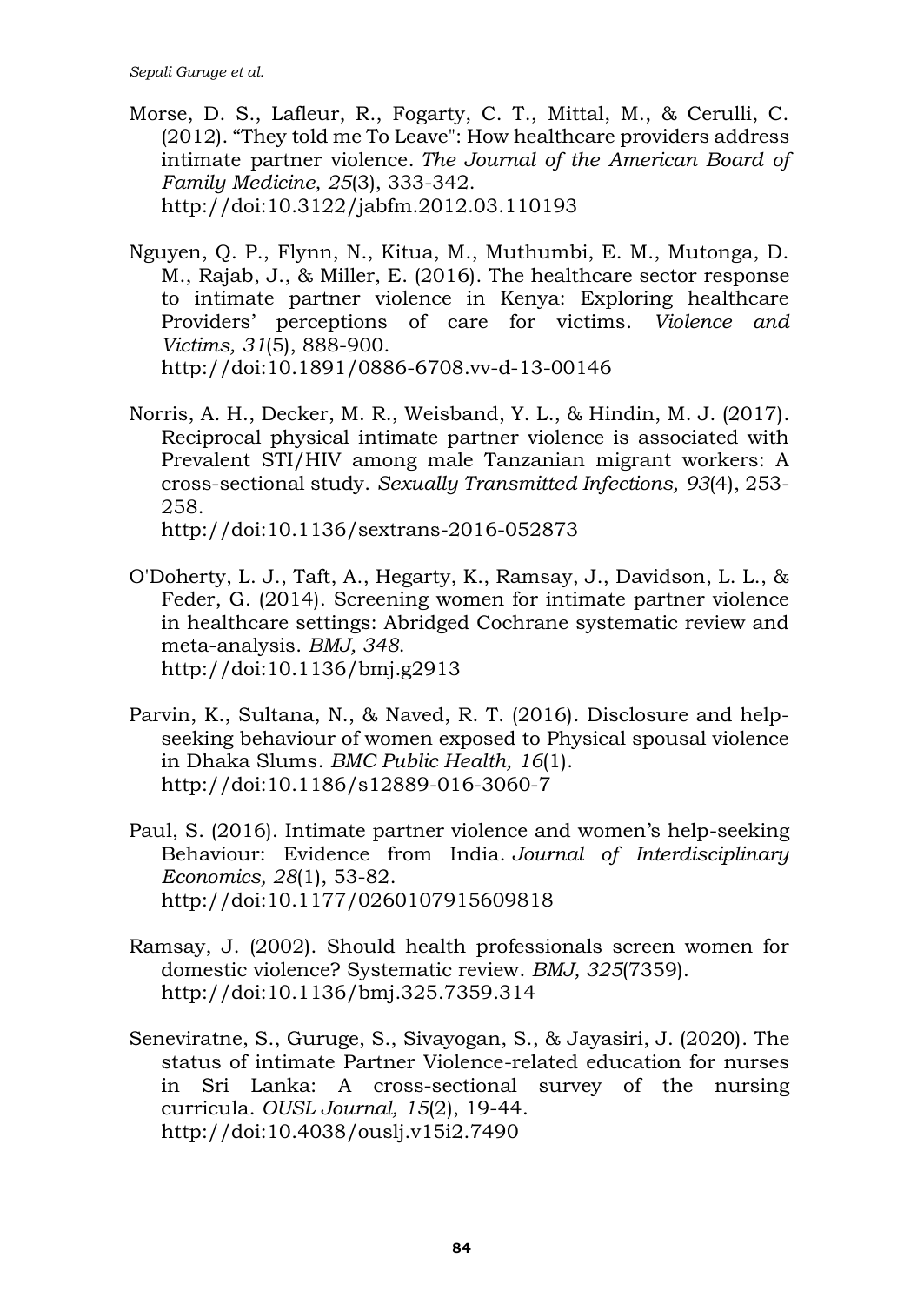Morse, D. S., Lafleur, R., Fogarty, C. T., Mittal, M., & Cerulli, C. (2012). "They told me To Leave": How healthcare providers address intimate partner violence. *The Journal of the American Board of Family Medicine, 25*(3), 333-342. http://doi:10.3122/jabfm.2012.03.110193

Nguyen, Q. P., Flynn, N., Kitua, M., Muthumbi, E. M., Mutonga, D. M., Rajab, J., & Miller, E. (2016). The healthcare sector response to intimate partner violence in Kenya: Exploring healthcare Providers' perceptions of care for victims. *Violence and Victims, 31*(5), 888-900. http://doi:10.1891/0886-6708.vv-d-13-00146

Norris, A. H., Decker, M. R., Weisband, Y. L., & Hindin, M. J. (2017). Reciprocal physical intimate partner violence is associated with Prevalent STI/HIV among male Tanzanian migrant workers: A cross-sectional study. *Sexually Transmitted Infections, 93*(4), 253-258. http://doi:10.1136/sextrans-2016-052873

O'Doherty, L. J., Taft, A., Hegarty, K., Ramsay, J., Davidson, L. L., & Feder, G. (2014). Screening women for intimate partner violence in healthcare settings: Abridged Cochrane systematic review and meta-analysis. *BMJ, 348*. http://doi:10.1136/bmj.g2913

Parvin, K., Sultana, N., & Naved, R. T. (2016). Disclosure and help-seeking behaviour of women exposed to Physical spousal violence in Dhaka Slums. *BMC Public Health, 16*(1). http://doi:10.1186/s12889-016-3060-7

Paul, S. (2016). Intimate partner violence and women's help-seeking Behaviour: Evidence from India. *Journal of Interdisciplinary Economics, 28*(1), 53-82. http://doi:10.1177/0260107915609818

Ramsay, J. (2002). Should health professionals screen women for domestic violence? Systematic review. *BMJ, 325*(7359). http://doi:10.1136/bmj.325.7359.314

Seneviratne, S., Guruge, S., Sivayogan, S., & Jayasiri, J. (2020). The status of intimate Partner Violence-related education for nurses in Sri Lanka: A cross-sectional survey of the nursing curricula. *OUSL Journal, 15*(2), 19-44. http://doi:10.4038/ouslj.v15i2.7490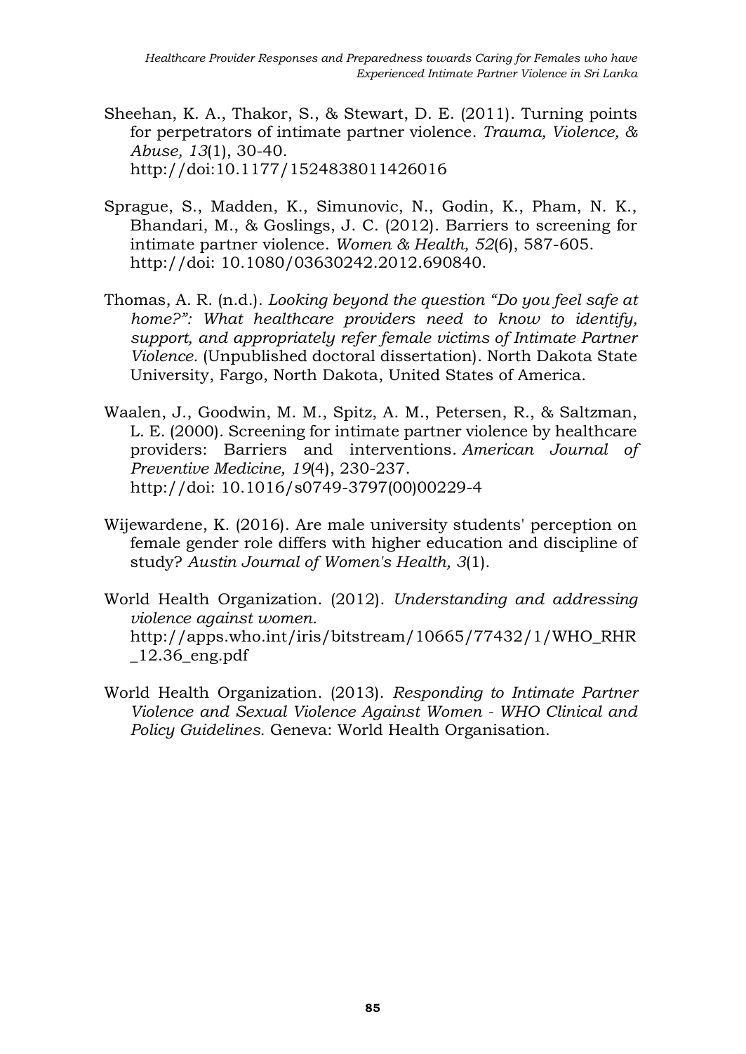Sheehan, K. A., Thakor, S., & Stewart, D. E. (2011). Turning points for perpetrators of intimate partner violence. *Trauma, Violence, & Abuse, 13*(1), 30-40. http://doi:10.1177/1524838011426016

Sprague, S., Madden, K., Simunovic, N., Godin, K., Pham, N. K., Bhandari, M., & Goslings, J. C. (2012). Barriers to screening for intimate partner violence. *Women & Health, 52*(6), 587-605. http://doi: 10.1080/03630242.2012.690840.

Thomas, A. R. (n.d.). *Looking beyond the question "Do you feel safe at home?": What healthcare providers need to know to identify, support, and appropriately refer female victims of Intimate Partner Violence.* (Unpublished doctoral dissertation). North Dakota State University, Fargo, North Dakota, United States of America.

Waalen, J., Goodwin, M. M., Spitz, A. M., Petersen, R., & Saltzman, L. E. (2000). Screening for intimate partner violence by healthcare providers: Barriers and interventions. *American Journal of Preventive Medicine, 19*(4), 230-237. http://doi: 10.1016/s0749-3797(00)00229-4

Wijewardene, K. (2016). Are male university students' perception on female gender role differs with higher education and discipline of study? *Austin Journal of Women's Health, 3*(1).

World Health Organization. (2012). *Understanding and addressing violence against women.* http://apps.who.int/iris/bitstream/10665/77432/1/WHO_RHR_12.36_eng.pdf

World Health Organization. (2013). *Responding to Intimate Partner Violence and Sexual Violence Against Women - WHO Clinical and Policy Guidelines.* Geneva: World Health Organisation.